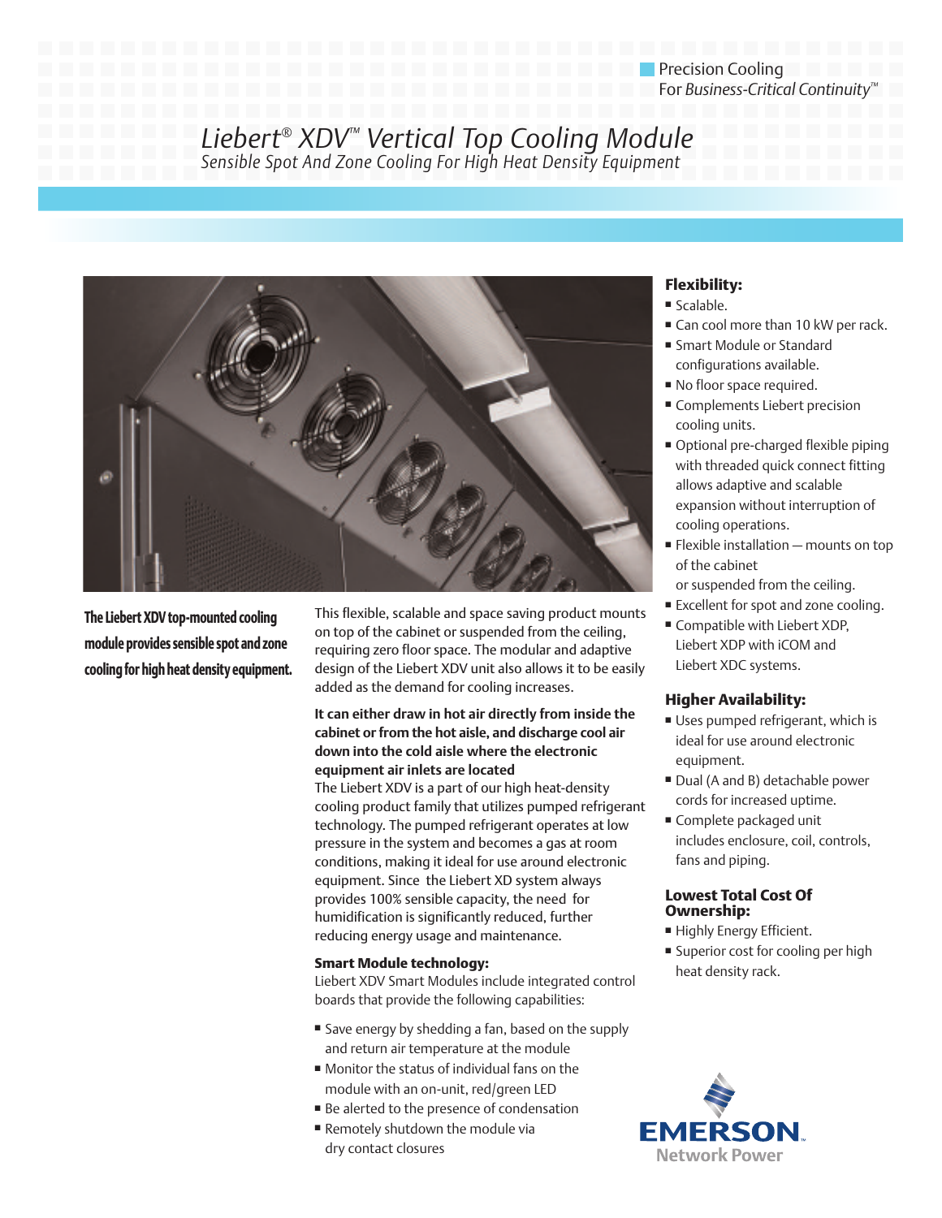Precision Cooling
For *Business-Critical Continuity*™

# *Liebert® XDV™ Vertical Top Cooling Module*

*Sensible Spot And Zone Cooling For High Heat Density Equipment*

**The Liebert XDV top-mounted cooling module provides sensible spot and zone cooling for high heat density equipment.**

This flexible, scalable and space saving product mounts on top of the cabinet or suspended from the ceiling, requiring zero floor space. The modular and adaptive design of the Liebert XDV unit also allows it to be easily added as the demand for cooling increases.

**It can either draw in hot air directly from inside the cabinet or from the hot aisle, and discharge cool air down into the cold aisle where the electronic equipment air inlets are located**

The Liebert XDV is a part of our high heat-density cooling product family that utilizes pumped refrigerant technology. The pumped refrigerant operates at low pressure in the system and becomes a gas at room conditions, making it ideal for use around electronic equipment. Since the Liebert XD system always provides 100% sensible capacity, the need for humidification is significantly reduced, further reducing energy usage and maintenance.

**Smart Module technology:**

Liebert XDV Smart Modules include integrated control boards that provide the following capabilities:

- Save energy by shedding a fan, based on the supply and return air temperature at the module
- Monitor the status of individual fans on the module with an on-unit, red/green LED
- Be alerted to the presence of condensation
- Remotely shutdown the module via dry contact closures

## Flexibility:

- Scalable.
- Can cool more than 10 kW per rack.
- Smart Module or Standard configurations available.
- No floor space required.
- Complements Liebert precision cooling units.
- Optional pre-charged flexible piping with threaded quick connect fitting allows adaptive and scalable expansion without interruption of cooling operations.
- Flexible installation — mounts on top of the cabinet or suspended from the ceiling.
- Excellent for spot and zone cooling.
- Compatible with Liebert XDP, Liebert XDP with iCOM and Liebert XDC systems.

## Higher Availability:

- Uses pumped refrigerant, which is ideal for use around electronic equipment.
- Dual (A and B) detachable power cords for increased uptime.
- Complete packaged unit includes enclosure, coil, controls, fans and piping.

## Lowest Total Cost Of Ownership:

- Highly Energy Efficient.
- Superior cost for cooling per high heat density rack.

EMERSON
Network Power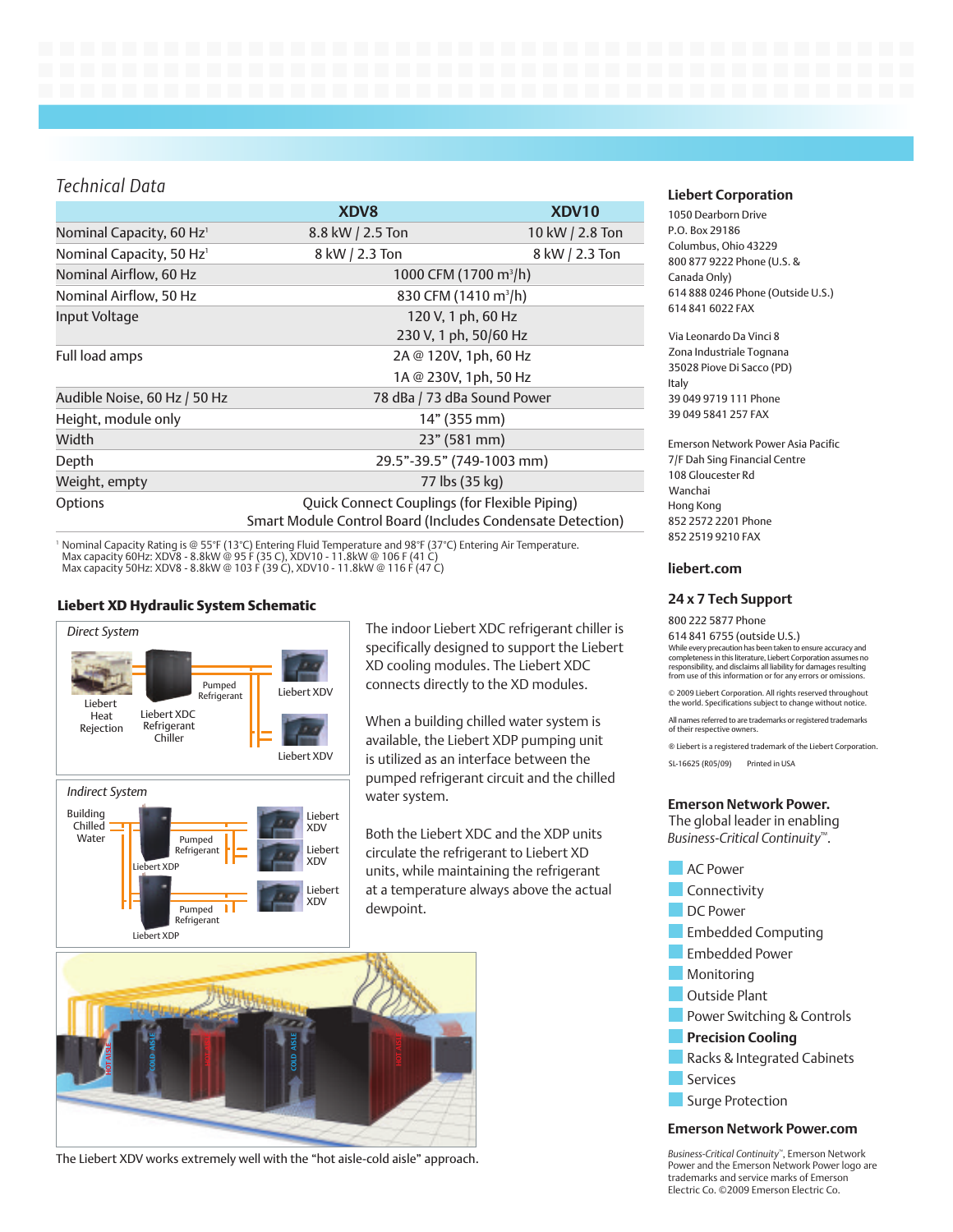## Technical Data

| | XDV8 | XDV10 |
|---|---|---|
| Nominal Capacity, 60 Hz[1] | 8.8 kW / 2.5 Ton | 10 kW / 2.8 Ton |
| Nominal Capacity, 50 Hz[1] | 8 kW / 2.3 Ton | 8 kW / 2.3 Ton |
| Nominal Airflow, 60 Hz | 1000 CFM (1700 $m^3$/h) | |
| Nominal Airflow, 50 Hz | 830 CFM (1410 $m^3$/h) | |
| Input Voltage | 120 V, 1 ph, 60 Hz<br>230 V, 1 ph, 50/60 Hz | |
| Full load amps | 2A @ 120V, 1ph, 60 Hz<br>1A @ 230V, 1ph, 50 Hz | |
| Audible Noise, 60 Hz / 50 Hz | 78 dBa / 73 dBa Sound Power | |
| Height, module only | 14" (355 mm) | |
| Width | 23" (581 mm) | |
| Depth | 29.5"-39.5" (749-1003 mm) | |
| Weight, empty | 77 lbs (35 kg) | |
| Options | Quick Connect Couplings (for Flexible Piping)<br>Smart Module Control Board (Includes Condensate Detection) | |

[1] Nominal Capacity Rating is @ 55°F (13°C) Entering Fluid Temperature and 98°F (37°C) Entering Air Temperature.
Max capacity 60Hz: XDV8 - 8.8kW @ 95 F (35 C), XDV10 - 11.8kW @ 106 F (41 C)
Max capacity 50Hz: XDV8 - 8.8kW @ 103 F (39 C), XDV10 - 11.8kW @ 116 F (47 C)

### Liebert XD Hydraulic System Schematic

*Direct System*

Liebert Heat Rejection
Liebert XDC Refrigerant Chiller
Pumped Refrigerant
Liebert XDV
Liebert XDV

*Indirect System*

Building Chilled Water
Liebert XDP
Pumped Refrigerant
Liebert XDP
Pumped Refrigerant
Liebert XDV
Liebert XDV
Liebert XDV

The indoor Liebert XDC refrigerant chiller is specifically designed to support the Liebert XD cooling modules. The Liebert XDC connects directly to the XD modules.

When a building chilled water system is available, the Liebert XDP pumping unit is utilized as an interface between the pumped refrigerant circuit and the chilled water system.

Both the Liebert XDC and the XDP units circulate the refrigerant to Liebert XD units, while maintaining the refrigerant at a temperature always above the actual dewpoint.

HOT AISLE
COLD AISLE
HOT AISLE
COLD AISLE
HOT AISLE

The Liebert XDV works extremely well with the "hot aisle-cold aisle" approach.

### Liebert Corporation

1050 Dearborn Drive
P.O. Box 29186
Columbus, Ohio 43229
800 877 9222 Phone (U.S. & Canada Only)
614 888 0246 Phone (Outside U.S.)
614 841 6022 FAX

Via Leonardo Da Vinci 8
Zona Industriale Tognana
35028 Piove Di Sacco (PD)
Italy
39 049 9719 111 Phone
39 049 5841 257 FAX

Emerson Network Power Asia Pacific
7/F Dah Sing Financial Centre
108 Gloucester Rd
Wanchai
Hong Kong
852 2572 2201 Phone
852 2519 9210 FAX

**liebert.com**

### 24 x 7 Tech Support

800 222 5877 Phone
614 841 6755 (outside U.S.)

While every precaution has been taken to ensure accuracy and completeness in this literature, Liebert Corporation assumes no responsibility, and disclaims all liability for damages resulting from use of this information or for any errors or omissions.

© 2009 Liebert Corporation. All rights reserved throughout the world. Specifications subject to change without notice.

All names referred to are trademarks or registered trademarks of their respective owners.

® Liebert is a registered trademark of the Liebert Corporation.

SL-16625 (R05/09) Printed in USA

**Emerson Network Power.**
The global leader in enabling *Business-Critical Continuity*™.

- AC Power
- Connectivity
- DC Power
- Embedded Computing
- Embedded Power
- Monitoring
- Outside Plant
- Power Switching & Controls
- **Precision Cooling**
- Racks & Integrated Cabinets
- Services
- Surge Protection

**Emerson Network Power.com**

*Business-Critical Continuity*™, Emerson Network Power and the Emerson Network Power logo are trademarks and service marks of Emerson Electric Co. ©2009 Emerson Electric Co.